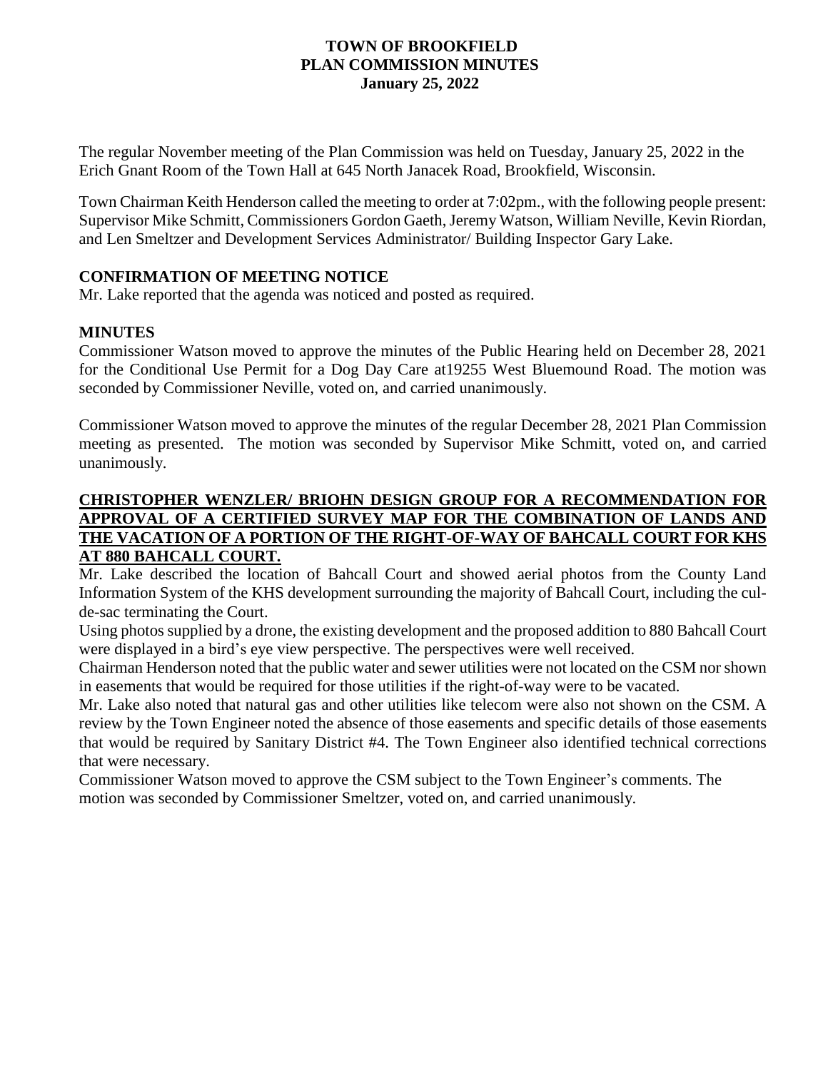# TOWN OF BROOKFIELD
## PLAN COMMISSION MINUTES
### January 25, 2022

The regular November meeting of the Plan Commission was held on Tuesday, January 25, 2022 in the Erich Gnant Room of the Town Hall at 645 North Janacek Road, Brookfield, Wisconsin.

Town Chairman Keith Henderson called the meeting to order at 7:02pm., with the following people present: Supervisor Mike Schmitt, Commissioners Gordon Gaeth, Jeremy Watson, William Neville, Kevin Riordan, and Len Smeltzer and Development Services Administrator/ Building Inspector Gary Lake.

**CONFIRMATION OF MEETING NOTICE**

Mr. Lake reported that the agenda was noticed and posted as required.

**MINUTES**

Commissioner Watson moved to approve the minutes of the Public Hearing held on December 28, 2021 for the Conditional Use Permit for a Dog Day Care at19255 West Bluemound Road. The motion was seconded by Commissioner Neville, voted on, and carried unanimously.

Commissioner Watson moved to approve the minutes of the regular December 28, 2021 Plan Commission meeting as presented. The motion was seconded by Supervisor Mike Schmitt, voted on, and carried unanimously.

**CHRISTOPHER WENZLER/ BRIOHN DESIGN GROUP FOR A RECOMMENDATION FOR APPROVAL OF A CERTIFIED SURVEY MAP FOR THE COMBINATION OF LANDS AND THE VACATION OF A PORTION OF THE RIGHT-OF-WAY OF BAHCALL COURT FOR KHS AT 880 BAHCALL COURT.**

Mr. Lake described the location of Bahcall Court and showed aerial photos from the County Land Information System of the KHS development surrounding the majority of Bahcall Court, including the cul-de-sac terminating the Court.

Using photos supplied by a drone, the existing development and the proposed addition to 880 Bahcall Court were displayed in a bird's eye view perspective. The perspectives were well received.

Chairman Henderson noted that the public water and sewer utilities were not located on the CSM nor shown in easements that would be required for those utilities if the right-of-way were to be vacated.

Mr. Lake also noted that natural gas and other utilities like telecom were also not shown on the CSM. A review by the Town Engineer noted the absence of those easements and specific details of those easements that would be required by Sanitary District #4. The Town Engineer also identified technical corrections that were necessary.

Commissioner Watson moved to approve the CSM subject to the Town Engineer's comments. The motion was seconded by Commissioner Smeltzer, voted on, and carried unanimously.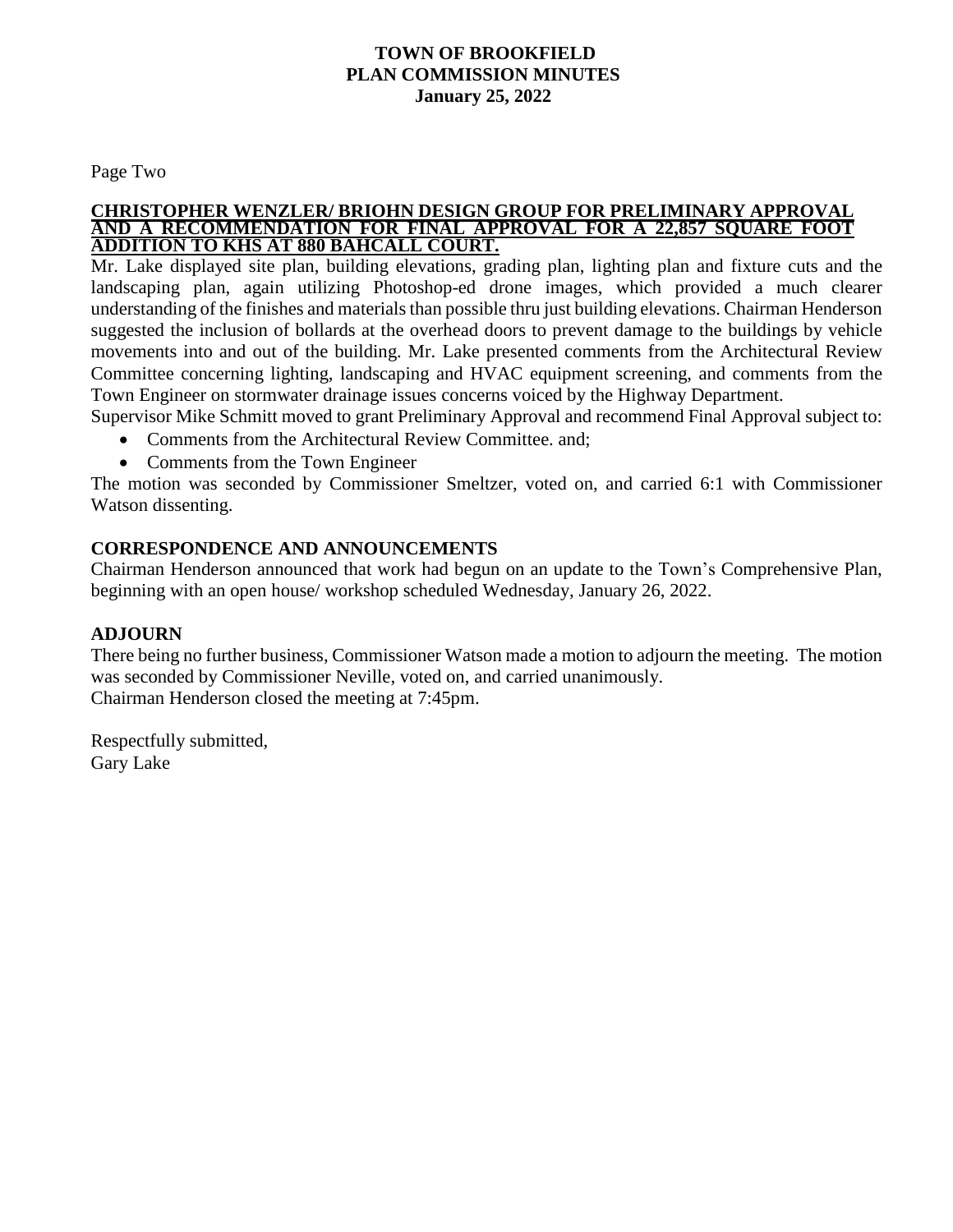**CHRISTOPHER WENZLER/ BRIOHN DESIGN GROUP FOR PRELIMINARY APPROVAL AND A RECOMMENDATION FOR FINAL APPROVAL FOR A 22,857 SQUARE FOOT ADDITION TO KHS AT 880 BAHCALL COURT.**

Mr. Lake displayed site plan, building elevations, grading plan, lighting plan and fixture cuts and the landscaping plan, again utilizing Photoshop-ed drone images, which provided a much clearer understanding of the finishes and materials than possible thru just building elevations. Chairman Henderson suggested the inclusion of bollards at the overhead doors to prevent damage to the buildings by vehicle movements into and out of the building. Mr. Lake presented comments from the Architectural Review Committee concerning lighting, landscaping and HVAC equipment screening, and comments from the Town Engineer on stormwater drainage issues concerns voiced by the Highway Department.

Supervisor Mike Schmitt moved to grant Preliminary Approval and recommend Final Approval subject to:

- Comments from the Architectural Review Committee. and;
- Comments from the Town Engineer

The motion was seconded by Commissioner Smeltzer, voted on, and carried 6:1 with Commissioner Watson dissenting.

## CORRESPONDENCE AND ANNOUNCEMENTS

Chairman Henderson announced that work had begun on an update to the Town's Comprehensive Plan, beginning with an open house/ workshop scheduled Wednesday, January 26, 2022.

## ADJOURN

There being no further business, Commissioner Watson made a motion to adjourn the meeting. The motion was seconded by Commissioner Neville, voted on, and carried unanimously.
Chairman Henderson closed the meeting at 7:45pm.

Respectfully submitted,
Gary Lake